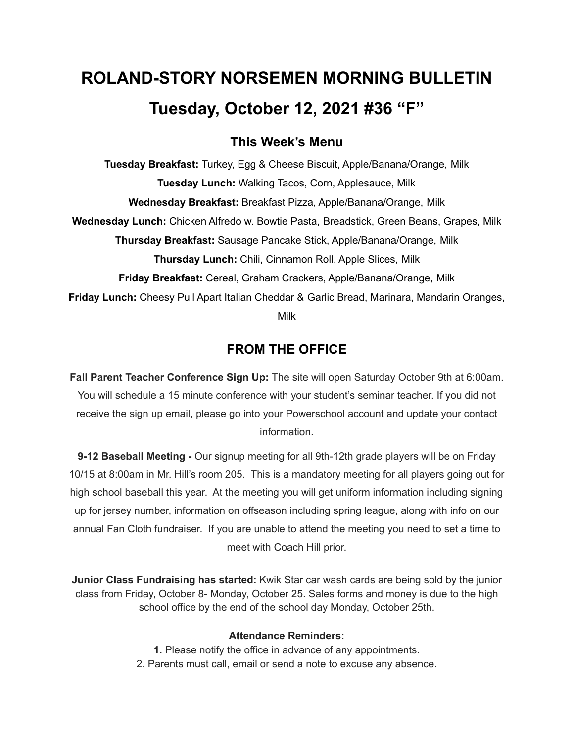# ROLAND-STORY NORSEMEN MORNING BULLETIN

# Tuesday, October 12, 2021 #36 "F"

## This Week's Menu

**Tuesday Breakfast:** Turkey, Egg & Cheese Biscuit, Apple/Banana/Orange, Milk

**Tuesday Lunch:** Walking Tacos, Corn, Applesauce, Milk

**Wednesday Breakfast:** Breakfast Pizza, Apple/Banana/Orange, Milk

**Wednesday Lunch:** Chicken Alfredo w. Bowtie Pasta, Breadstick, Green Beans, Grapes, Milk

**Thursday Breakfast:** Sausage Pancake Stick, Apple/Banana/Orange, Milk

**Thursday Lunch:** Chili, Cinnamon Roll, Apple Slices, Milk

**Friday Breakfast:** Cereal, Graham Crackers, Apple/Banana/Orange, Milk

**Friday Lunch:** Cheesy Pull Apart Italian Cheddar & Garlic Bread, Marinara, Mandarin Oranges, Milk

## FROM THE OFFICE

**Fall Parent Teacher Conference Sign Up:** The site will open Saturday October 9th at 6:00am. You will schedule a 15 minute conference with your student's seminar teacher. If you did not receive the sign up email, please go into your Powerschool account and update your contact information.

**9-12 Baseball Meeting -** Our signup meeting for all 9th-12th grade players will be on Friday 10/15 at 8:00am in Mr. Hill's room 205. This is a mandatory meeting for all players going out for high school baseball this year. At the meeting you will get uniform information including signing up for jersey number, information on offseason including spring league, along with info on our annual Fan Cloth fundraiser. If you are unable to attend the meeting you need to set a time to meet with Coach Hill prior.

**Junior Class Fundraising has started:** Kwik Star car wash cards are being sold by the junior class from Friday, October 8- Monday, October 25. Sales forms and money is due to the high school office by the end of the school day Monday, October 25th.

**Attendance Reminders:**

**1.** Please notify the office in advance of any appointments.

2. Parents must call, email or send a note to excuse any absence.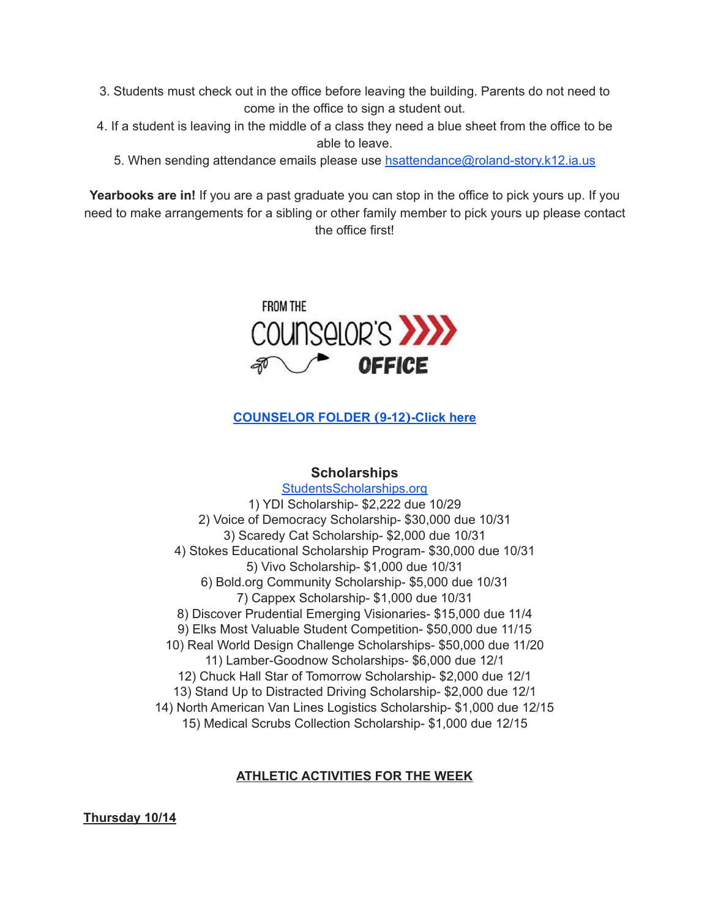3. Students must check out in the office before leaving the building. Parents do not need to come in the office to sign a student out.
4. If a student is leaving in the middle of a class they need a blue sheet from the office to be able to leave.
5. When sending attendance emails please use [hsattendance@roland-story.k12.ia.us](mailto:hsattendance@roland-story.k12.ia.us)

**Yearbooks are in!** If you are a past graduate you can stop in the office to pick yours up. If you need to make arrangements for a sibling or other family member to pick yours up please contact the office first!

FROM THE COUNSELOR'S OFFICE

**[COUNSELOR FOLDER (9-12)-Click here]()**

## Scholarships

[StudentsScholarships.org]()

1) YDI Scholarship- $2,222 due 10/29
2) Voice of Democracy Scholarship- $30,000 due 10/31
3) Scaredy Cat Scholarship- $2,000 due 10/31
4) Stokes Educational Scholarship Program- $30,000 due 10/31
5) Vivo Scholarship- $1,000 due 10/31
6) Bold.org Community Scholarship- $5,000 due 10/31
7) Cappex Scholarship- $1,000 due 10/31
8) Discover Prudential Emerging Visionaries- $15,000 due 11/4
9) Elks Most Valuable Student Competition- $50,000 due 11/15
10) Real World Design Challenge Scholarships- $50,000 due 11/20
11) Lamber-Goodnow Scholarships- $6,000 due 12/1
12) Chuck Hall Star of Tomorrow Scholarship- $2,000 due 12/1
13) Stand Up to Distracted Driving Scholarship- $2,000 due 12/1
14) North American Van Lines Logistics Scholarship- $1,000 due 12/15
15) Medical Scrubs Collection Scholarship- $1,000 due 12/15

## ATHLETIC ACTIVITIES FOR THE WEEK

**Thursday 10/14**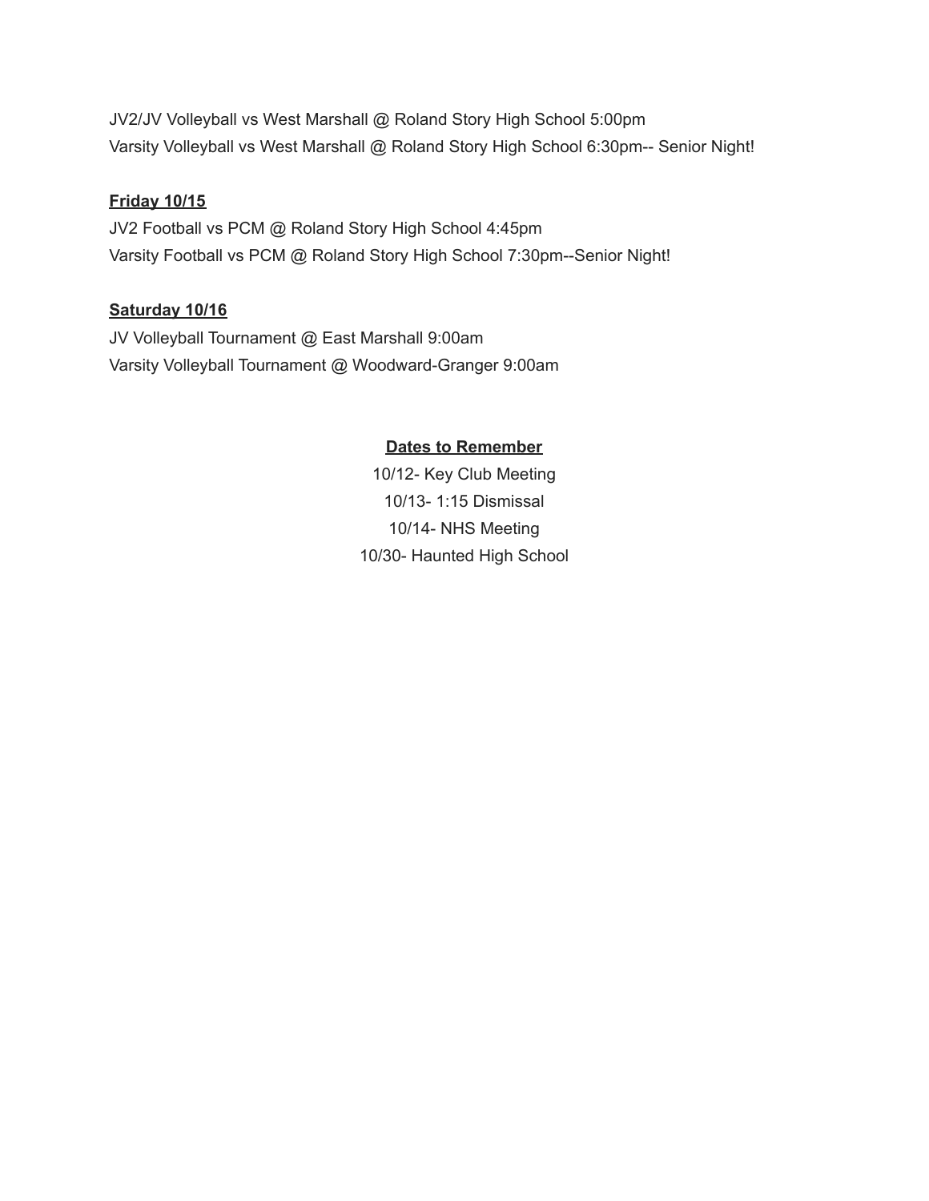JV2/JV Volleyball vs West Marshall @ Roland Story High School 5:00pm
Varsity Volleyball vs West Marshall @ Roland Story High School 6:30pm-- Senior Night!

**Friday 10/15**
JV2 Football vs PCM @ Roland Story High School 4:45pm
Varsity Football vs PCM @ Roland Story High School 7:30pm--Senior Night!

**Saturday 10/16**
JV Volleyball Tournament @ East Marshall 9:00am
Varsity Volleyball Tournament @ Woodward-Granger 9:00am

**Dates to Remember**

10/12- Key Club Meeting
10/13- 1:15 Dismissal
10/14- NHS Meeting
10/30- Haunted High School